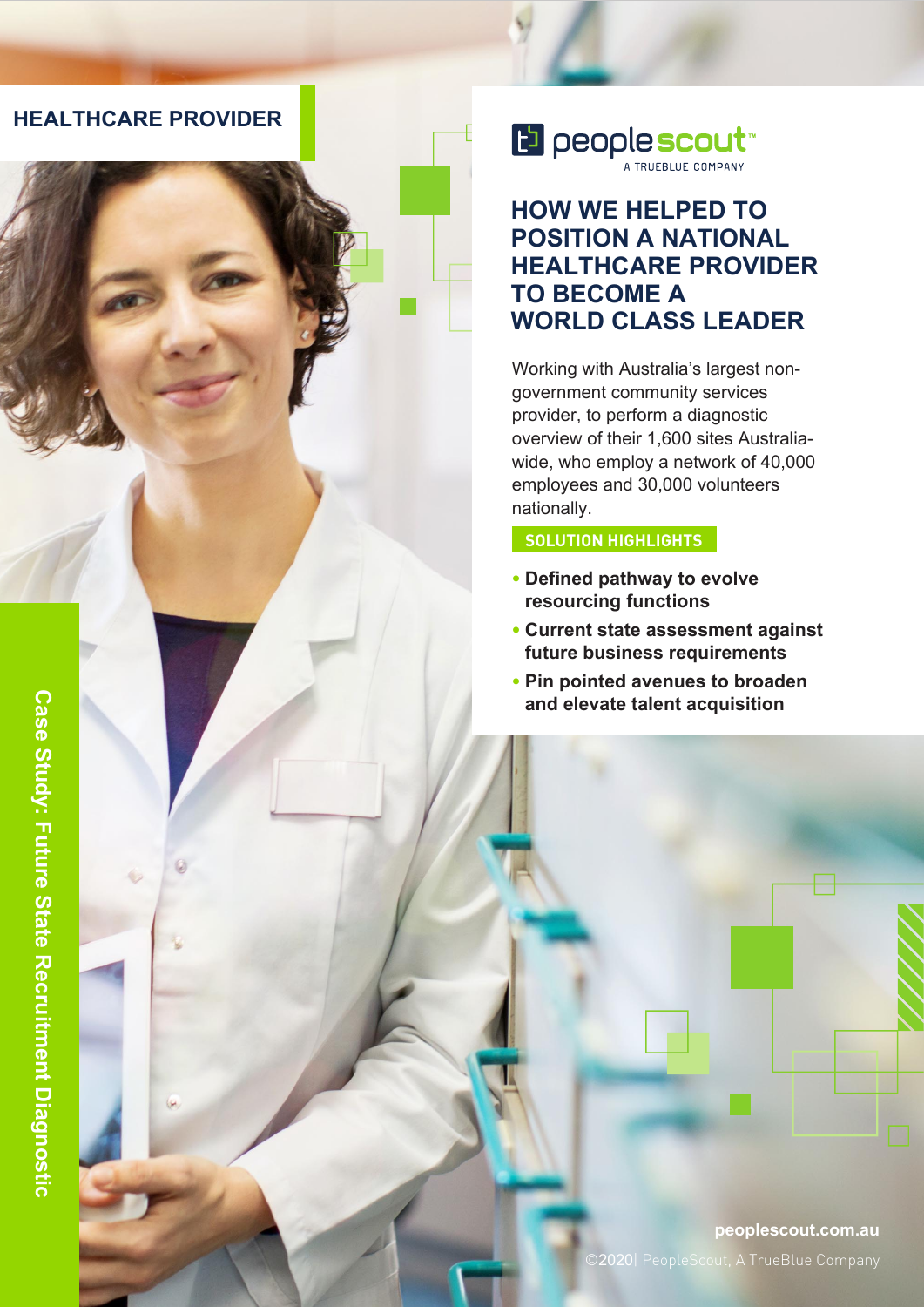HEALTHCARE PROVIDER

peoplescout™
A TRUEBLUE COMPANY

# HOW WE HELPED TO POSITION A NATIONAL HEALTHCARE PROVIDER TO BECOME A WORLD CLASS LEADER

Working with Australia's largest non-government community services provider, to perform a diagnostic overview of their 1,600 sites Australia-wide, who employ a network of 40,000 employees and 30,000 volunteers nationally.

## SOLUTION HIGHLIGHTS

- **Defined pathway to evolve resourcing functions**
- **Current state assessment against future business requirements**
- **Pin pointed avenues to broaden and elevate talent acquisition**

Case Study: Future State Recruitment Diagnostic

**peoplescout.com.au**

©2020| PeopleScout, A TrueBlue Company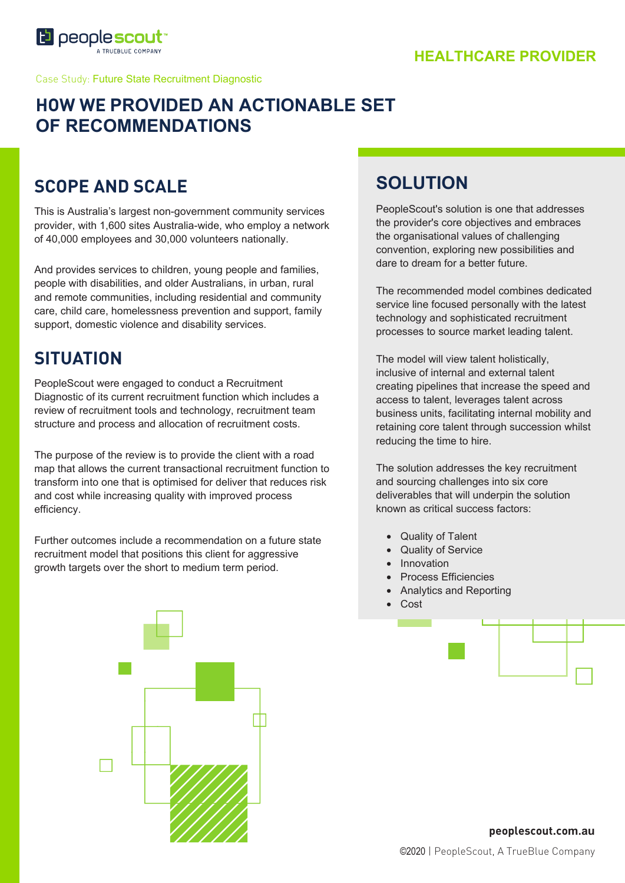HEALTHCARE PROVIDER

Case Study: Future State Recruitment Diagnostic

# HOW WE PROVIDED AN ACTIONABLE SET OF RECOMMENDATIONS

## SCOPE AND SCALE

This is Australia's largest non-government community services provider, with 1,600 sites Australia-wide, who employ a network of 40,000 employees and 30,000 volunteers nationally.

And provides services to children, young people and families, people with disabilities, and older Australians, in urban, rural and remote communities, including residential and community care, child care, homelessness prevention and support, family support, domestic violence and disability services.

## SITUATION

PeopleScout were engaged to conduct a Recruitment Diagnostic of its current recruitment function which includes a review of recruitment tools and technology, recruitment team structure and process and allocation of recruitment costs.

The purpose of the review is to provide the client with a road map that allows the current transactional recruitment function to transform into one that is optimised for deliver that reduces risk and cost while increasing quality with improved process efficiency.

Further outcomes include a recommendation on a future state recruitment model that positions this client for aggressive growth targets over the short to medium term period.

## SOLUTION

PeopleScout's solution is one that addresses the provider's core objectives and embraces the organisational values of challenging convention, exploring new possibilities and dare to dream for a better future.

The recommended model combines dedicated service line focused personally with the latest technology and sophisticated recruitment processes to source market leading talent.

The model will view talent holistically, inclusive of internal and external talent creating pipelines that increase the speed and access to talent, leverages talent across business units, facilitating internal mobility and retaining core talent through succession whilst reducing the time to hire.

The solution addresses the key recruitment and sourcing challenges into six core deliverables that will underpin the solution known as critical success factors:

- Quality of Talent
- Quality of Service
- Innovation
- Process Efficiencies
- Analytics and Reporting
- Cost

**peoplescout.com.au**

©2020 | PeopleScout, A TrueBlue Company